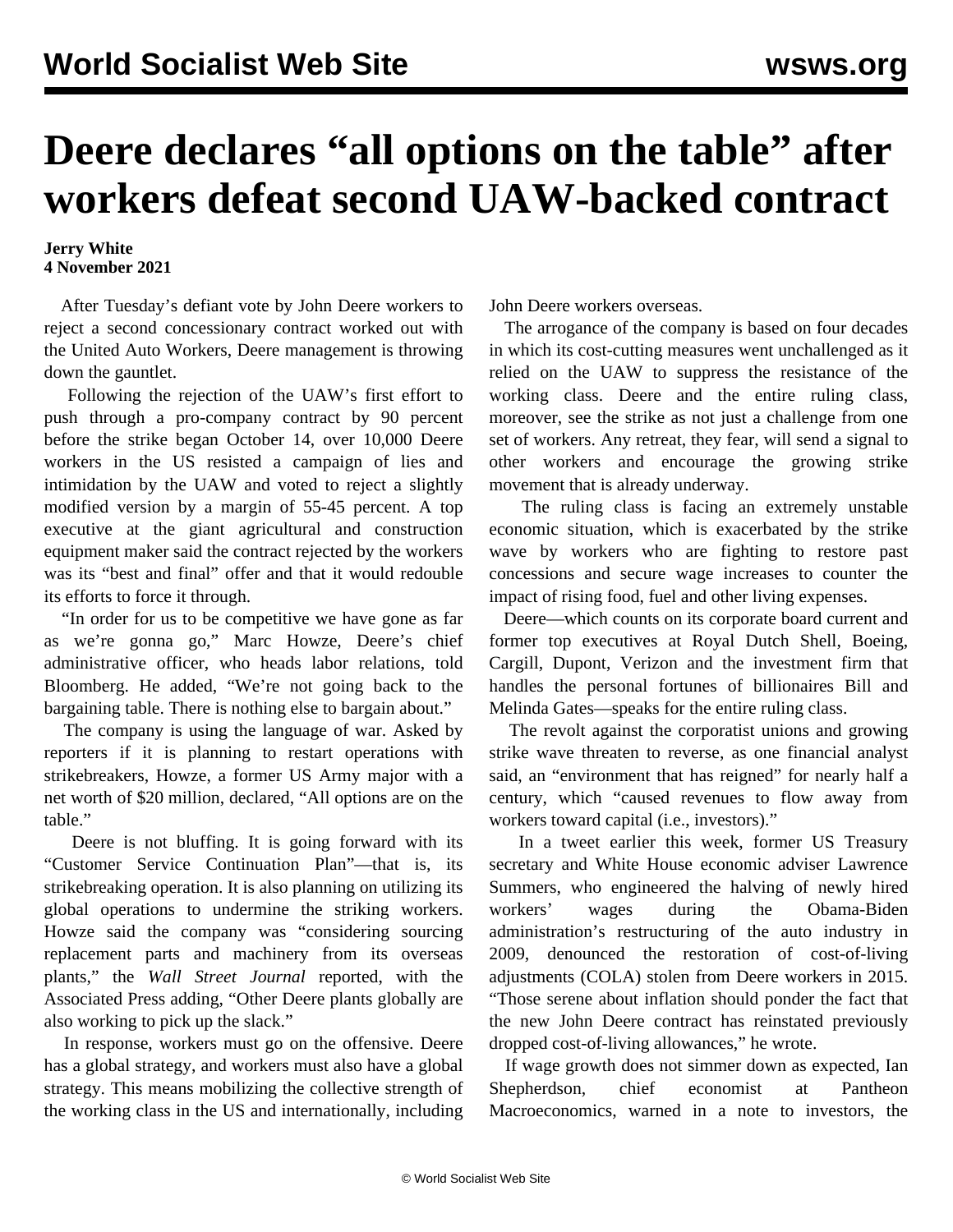# Deere declares "all options on the table" after workers defeat second UAW-backed contract

**Jerry White**
**4 November 2021**

After Tuesday's defiant vote by John Deere workers to reject a second concessionary contract worked out with the United Auto Workers, Deere management is throwing down the gauntlet.

Following the rejection of the UAW's first effort to push through a pro-company contract by 90 percent before the strike began October 14, over 10,000 Deere workers in the US resisted a campaign of lies and intimidation by the UAW and voted to reject a slightly modified version by a margin of 55-45 percent. A top executive at the giant agricultural and construction equipment maker said the contract rejected by the workers was its "best and final" offer and that it would redouble its efforts to force it through.

"In order for us to be competitive we have gone as far as we're gonna go," Marc Howze, Deere's chief administrative officer, who heads labor relations, told Bloomberg. He added, "We're not going back to the bargaining table. There is nothing else to bargain about."

The company is using the language of war. Asked by reporters if it is planning to restart operations with strikebreakers, Howze, a former US Army major with a net worth of $20 million, declared, "All options are on the table."

Deere is not bluffing. It is going forward with its "Customer Service Continuation Plan"—that is, its strikebreaking operation. It is also planning on utilizing its global operations to undermine the striking workers. Howze said the company was "considering sourcing replacement parts and machinery from its overseas plants," the *Wall Street Journal* reported, with the Associated Press adding, "Other Deere plants globally are also working to pick up the slack."

In response, workers must go on the offensive. Deere has a global strategy, and workers must also have a global strategy. This means mobilizing the collective strength of the working class in the US and internationally, including John Deere workers overseas.

The arrogance of the company is based on four decades in which its cost-cutting measures went unchallenged as it relied on the UAW to suppress the resistance of the working class. Deere and the entire ruling class, moreover, see the strike as not just a challenge from one set of workers. Any retreat, they fear, will send a signal to other workers and encourage the growing strike movement that is already underway.

The ruling class is facing an extremely unstable economic situation, which is exacerbated by the strike wave by workers who are fighting to restore past concessions and secure wage increases to counter the impact of rising food, fuel and other living expenses.

Deere—which counts on its corporate board current and former top executives at Royal Dutch Shell, Boeing, Cargill, Dupont, Verizon and the investment firm that handles the personal fortunes of billionaires Bill and Melinda Gates—speaks for the entire ruling class.

The revolt against the corporatist unions and growing strike wave threaten to reverse, as one financial analyst said, an "environment that has reigned" for nearly half a century, which "caused revenues to flow away from workers toward capital (i.e., investors)."

In a tweet earlier this week, former US Treasury secretary and White House economic adviser Lawrence Summers, who engineered the halving of newly hired workers' wages during the Obama-Biden administration's restructuring of the auto industry in 2009, denounced the restoration of cost-of-living adjustments (COLA) stolen from Deere workers in 2015. "Those serene about inflation should ponder the fact that the new John Deere contract has reinstated previously dropped cost-of-living allowances," he wrote.

If wage growth does not simmer down as expected, Ian Shepherdson, chief economist at Pantheon Macroeconomics, warned in a note to investors, the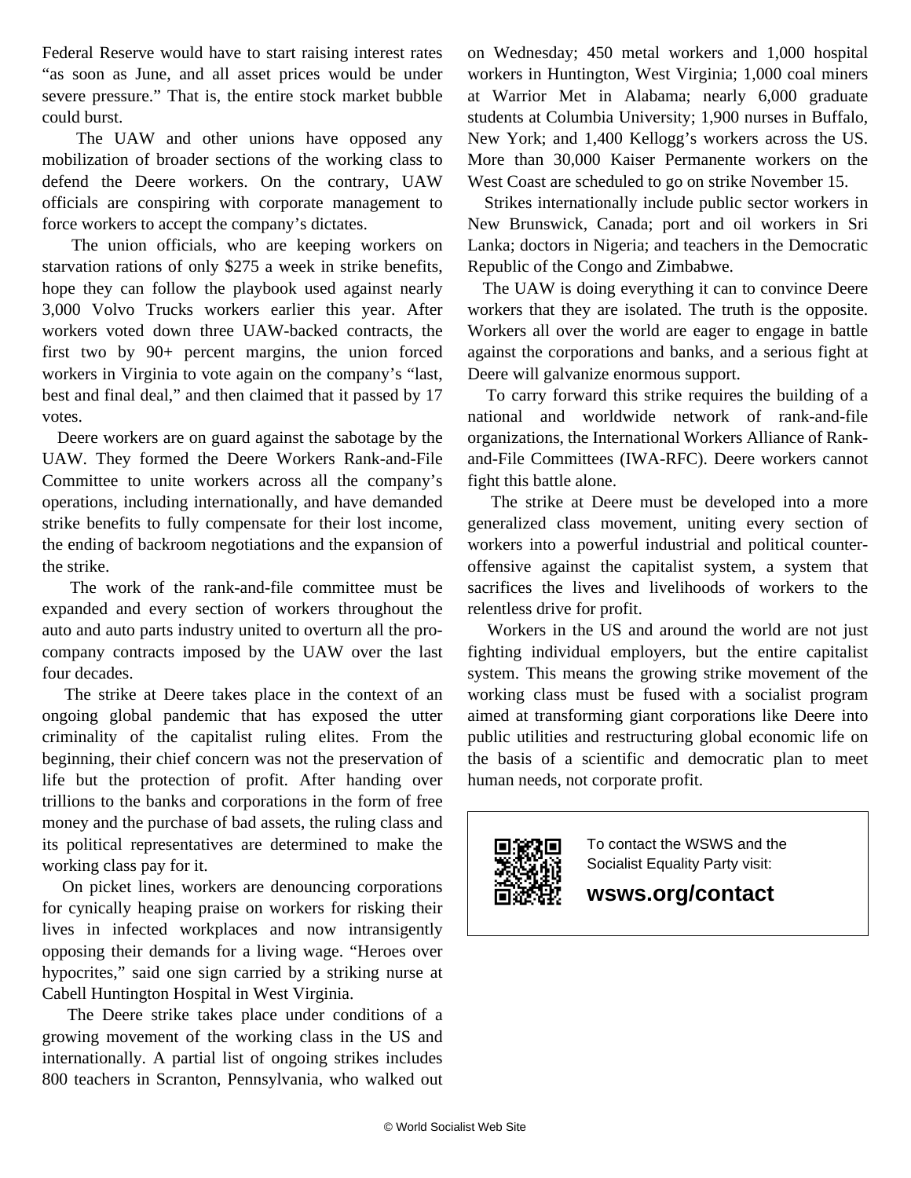Federal Reserve would have to start raising interest rates "as soon as June, and all asset prices would be under severe pressure." That is, the entire stock market bubble could burst.

The UAW and other unions have opposed any mobilization of broader sections of the working class to defend the Deere workers. On the contrary, UAW officials are conspiring with corporate management to force workers to accept the company's dictates.

The union officials, who are keeping workers on starvation rations of only $275 a week in strike benefits, hope they can follow the playbook used against nearly 3,000 Volvo Trucks workers earlier this year. After workers voted down three UAW-backed contracts, the first two by 90+ percent margins, the union forced workers in Virginia to vote again on the company's "last, best and final deal," and then claimed that it passed by 17 votes.

Deere workers are on guard against the sabotage by the UAW. They formed the Deere Workers Rank-and-File Committee to unite workers across all the company's operations, including internationally, and have demanded strike benefits to fully compensate for their lost income, the ending of backroom negotiations and the expansion of the strike.

The work of the rank-and-file committee must be expanded and every section of workers throughout the auto and auto parts industry united to overturn all the pro-company contracts imposed by the UAW over the last four decades.

The strike at Deere takes place in the context of an ongoing global pandemic that has exposed the utter criminality of the capitalist ruling elites. From the beginning, their chief concern was not the preservation of life but the protection of profit. After handing over trillions to the banks and corporations in the form of free money and the purchase of bad assets, the ruling class and its political representatives are determined to make the working class pay for it.

On picket lines, workers are denouncing corporations for cynically heaping praise on workers for risking their lives in infected workplaces and now intransigently opposing their demands for a living wage. "Heroes over hypocrites," said one sign carried by a striking nurse at Cabell Huntington Hospital in West Virginia.

The Deere strike takes place under conditions of a growing movement of the working class in the US and internationally. A partial list of ongoing strikes includes 800 teachers in Scranton, Pennsylvania, who walked out on Wednesday; 450 metal workers and 1,000 hospital workers in Huntington, West Virginia; 1,000 coal miners at Warrior Met in Alabama; nearly 6,000 graduate students at Columbia University; 1,900 nurses in Buffalo, New York; and 1,400 Kellogg's workers across the US. More than 30,000 Kaiser Permanente workers on the West Coast are scheduled to go on strike November 15.

Strikes internationally include public sector workers in New Brunswick, Canada; port and oil workers in Sri Lanka; doctors in Nigeria; and teachers in the Democratic Republic of the Congo and Zimbabwe.

The UAW is doing everything it can to convince Deere workers that they are isolated. The truth is the opposite. Workers all over the world are eager to engage in battle against the corporations and banks, and a serious fight at Deere will galvanize enormous support.

To carry forward this strike requires the building of a national and worldwide network of rank-and-file organizations, the International Workers Alliance of Rank-and-File Committees (IWA-RFC). Deere workers cannot fight this battle alone.

The strike at Deere must be developed into a more generalized class movement, uniting every section of workers into a powerful industrial and political counter-offensive against the capitalist system, a system that sacrifices the lives and livelihoods of workers to the relentless drive for profit.

Workers in the US and around the world are not just fighting individual employers, but the entire capitalist system. This means the growing strike movement of the working class must be fused with a socialist program aimed at transforming giant corporations like Deere into public utilities and restructuring global economic life on the basis of a scientific and democratic plan to meet human needs, not corporate profit.

To contact the WSWS and the Socialist Equality Party visit:

**wsws.org/contact**